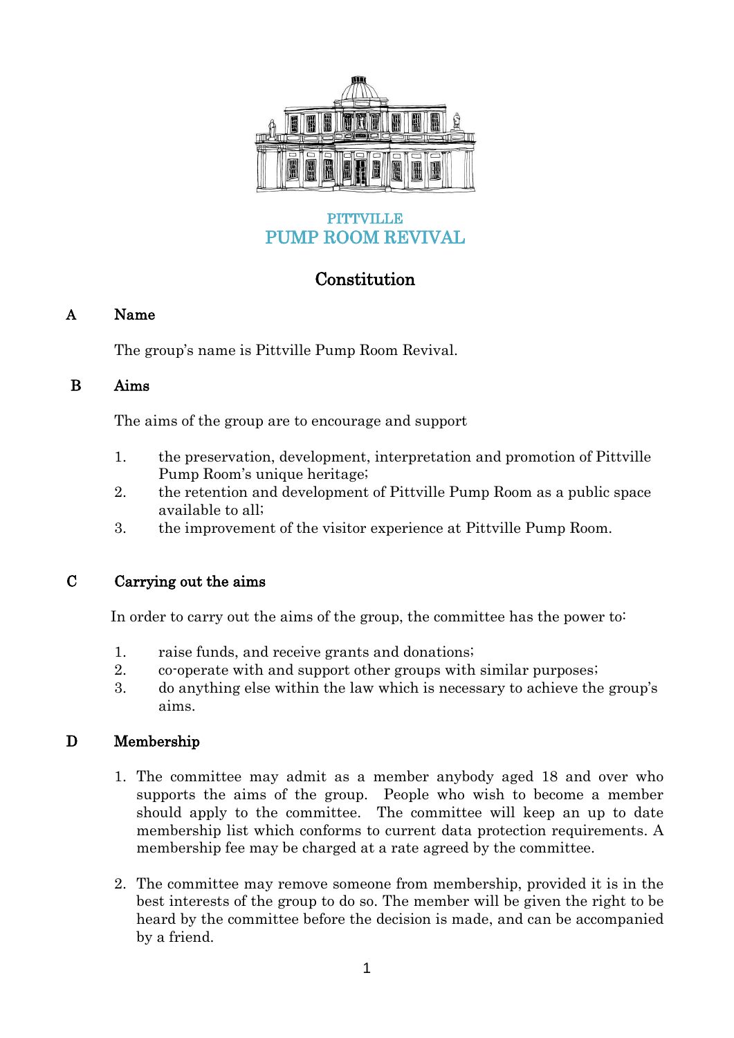PITTVILLE
# PUMP ROOM REVIVAL

## Constitution

### A Name

The group's name is Pittville Pump Room Revival.

### B Aims

The aims of the group are to encourage and support

1. the preservation, development, interpretation and promotion of Pittville Pump Room's unique heritage;
2. the retention and development of Pittville Pump Room as a public space available to all;
3. the improvement of the visitor experience at Pittville Pump Room.

### C Carrying out the aims

In order to carry out the aims of the group, the committee has the power to:

1. raise funds, and receive grants and donations;
2. co-operate with and support other groups with similar purposes;
3. do anything else within the law which is necessary to achieve the group's aims.

### D Membership

1. The committee may admit as a member anybody aged 18 and over who supports the aims of the group. People who wish to become a member should apply to the committee. The committee will keep an up to date membership list which conforms to current data protection requirements. A membership fee may be charged at a rate agreed by the committee.

2. The committee may remove someone from membership, provided it is in the best interests of the group to do so. The member will be given the right to be heard by the committee before the decision is made, and can be accompanied by a friend.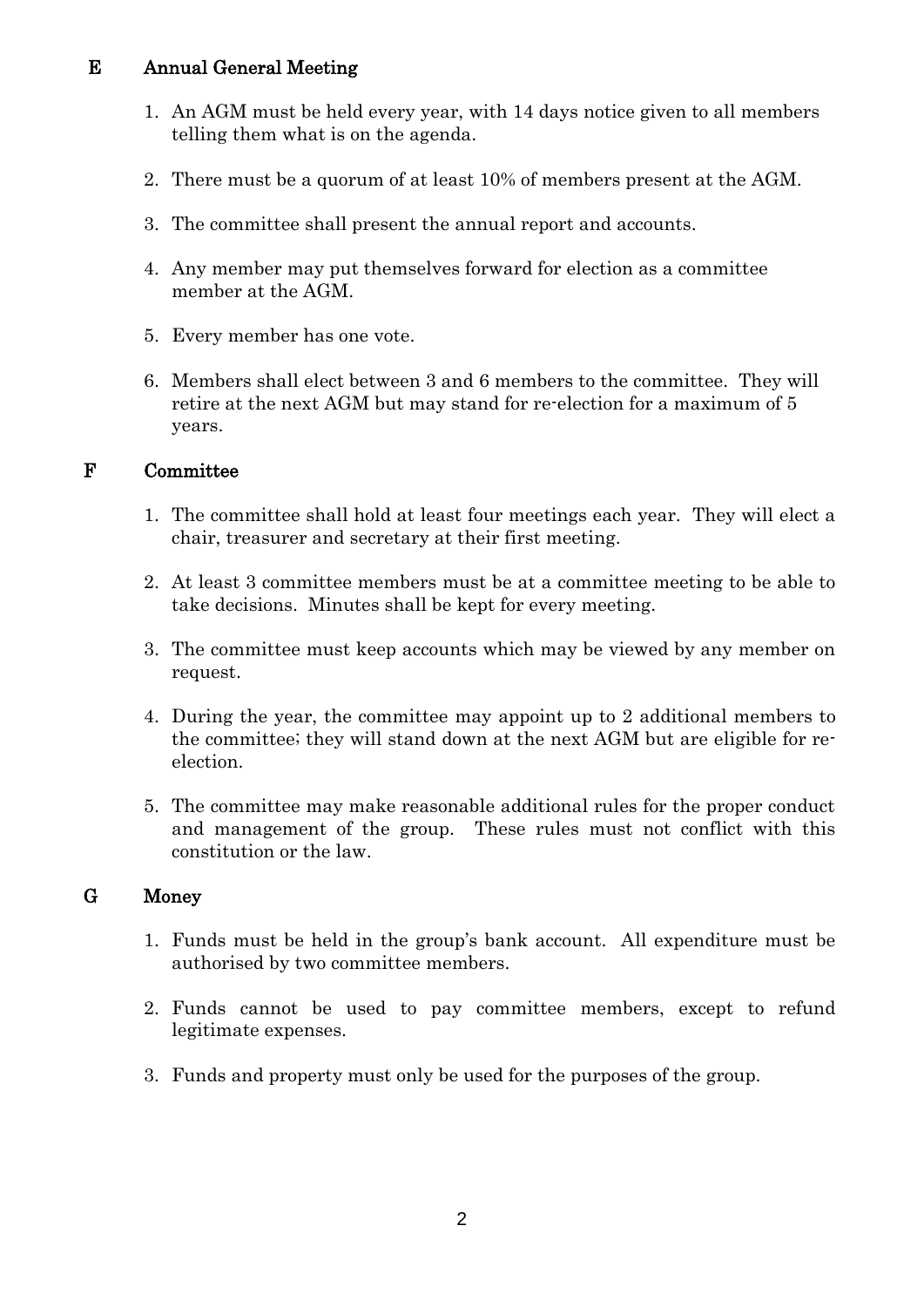## E Annual General Meeting

1. An AGM must be held every year, with 14 days notice given to all members telling them what is on the agenda.
2. There must be a quorum of at least 10% of members present at the AGM.
3. The committee shall present the annual report and accounts.
4. Any member may put themselves forward for election as a committee member at the AGM.
5. Every member has one vote.
6. Members shall elect between 3 and 6 members to the committee. They will retire at the next AGM but may stand for re-election for a maximum of 5 years.

## F Committee

1. The committee shall hold at least four meetings each year. They will elect a chair, treasurer and secretary at their first meeting.
2. At least 3 committee members must be at a committee meeting to be able to take decisions. Minutes shall be kept for every meeting.
3. The committee must keep accounts which may be viewed by any member on request.
4. During the year, the committee may appoint up to 2 additional members to the committee; they will stand down at the next AGM but are eligible for re-election.
5. The committee may make reasonable additional rules for the proper conduct and management of the group. These rules must not conflict with this constitution or the law.

## G Money

1. Funds must be held in the group's bank account. All expenditure must be authorised by two committee members.
2. Funds cannot be used to pay committee members, except to refund legitimate expenses.
3. Funds and property must only be used for the purposes of the group.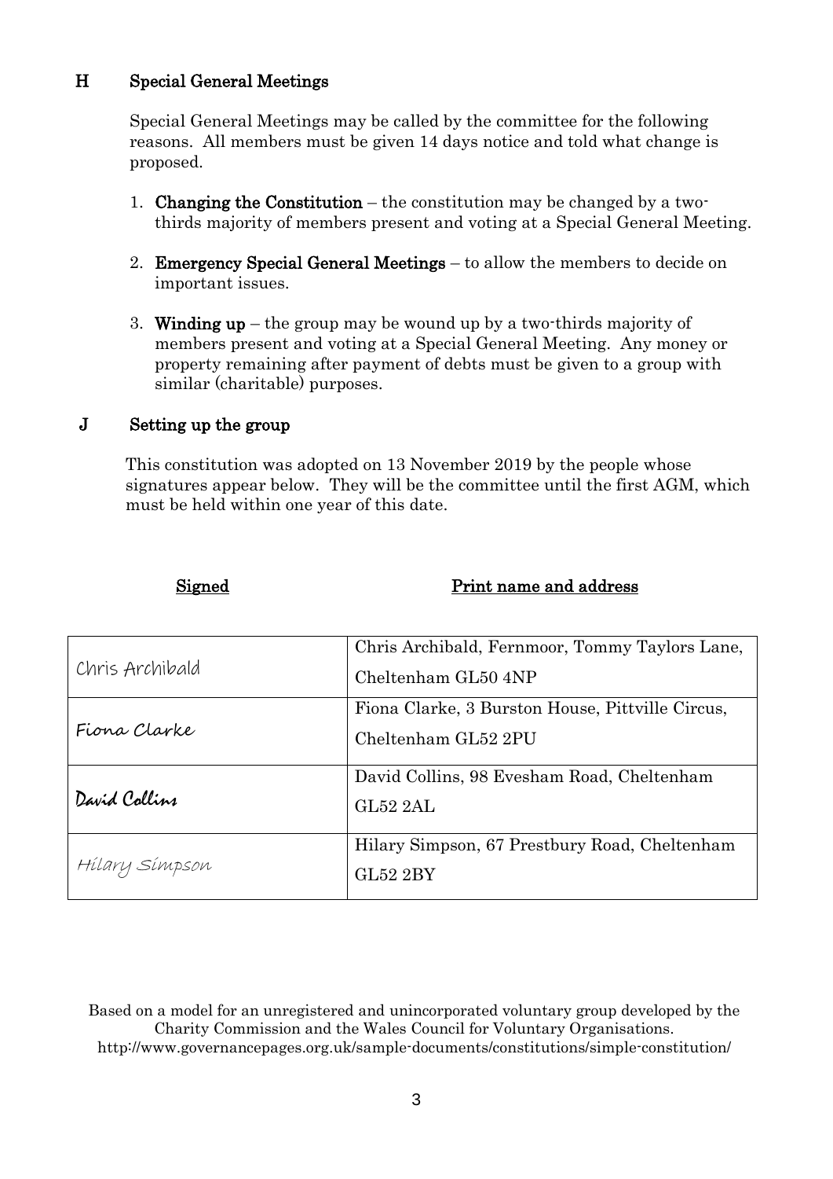## H Special General Meetings

Special General Meetings may be called by the committee for the following reasons. All members must be given 14 days notice and told what change is proposed.

1. **Changing the Constitution** – the constitution may be changed by a two-thirds majority of members present and voting at a Special General Meeting.
2. **Emergency Special General Meetings** – to allow the members to decide on important issues.
3. **Winding up** – the group may be wound up by a two-thirds majority of members present and voting at a Special General Meeting. Any money or property remaining after payment of debts must be given to a group with similar (charitable) purposes.

## J Setting up the group

This constitution was adopted on 13 November 2019 by the people whose signatures appear below. They will be the committee until the first AGM, which must be held within one year of this date.

| **Signed** | **Print name and address** |
|---|---|
| Chris Archibald | Chris Archibald, Fernmoor, Tommy Taylors Lane, Cheltenham GL50 4NP |
| Fiona Clarke | Fiona Clarke, 3 Burston House, Pittville Circus, Cheltenham GL52 2PU |
| David Collins | David Collins, 98 Evesham Road, Cheltenham GL52 2AL |
| Hilary Simpson | Hilary Simpson, 67 Prestbury Road, Cheltenham GL52 2BY |

Based on a model for an unregistered and unincorporated voluntary group developed by the Charity Commission and the Wales Council for Voluntary Organisations.
http://www.governancepages.org.uk/sample-documents/constitutions/simple-constitution/